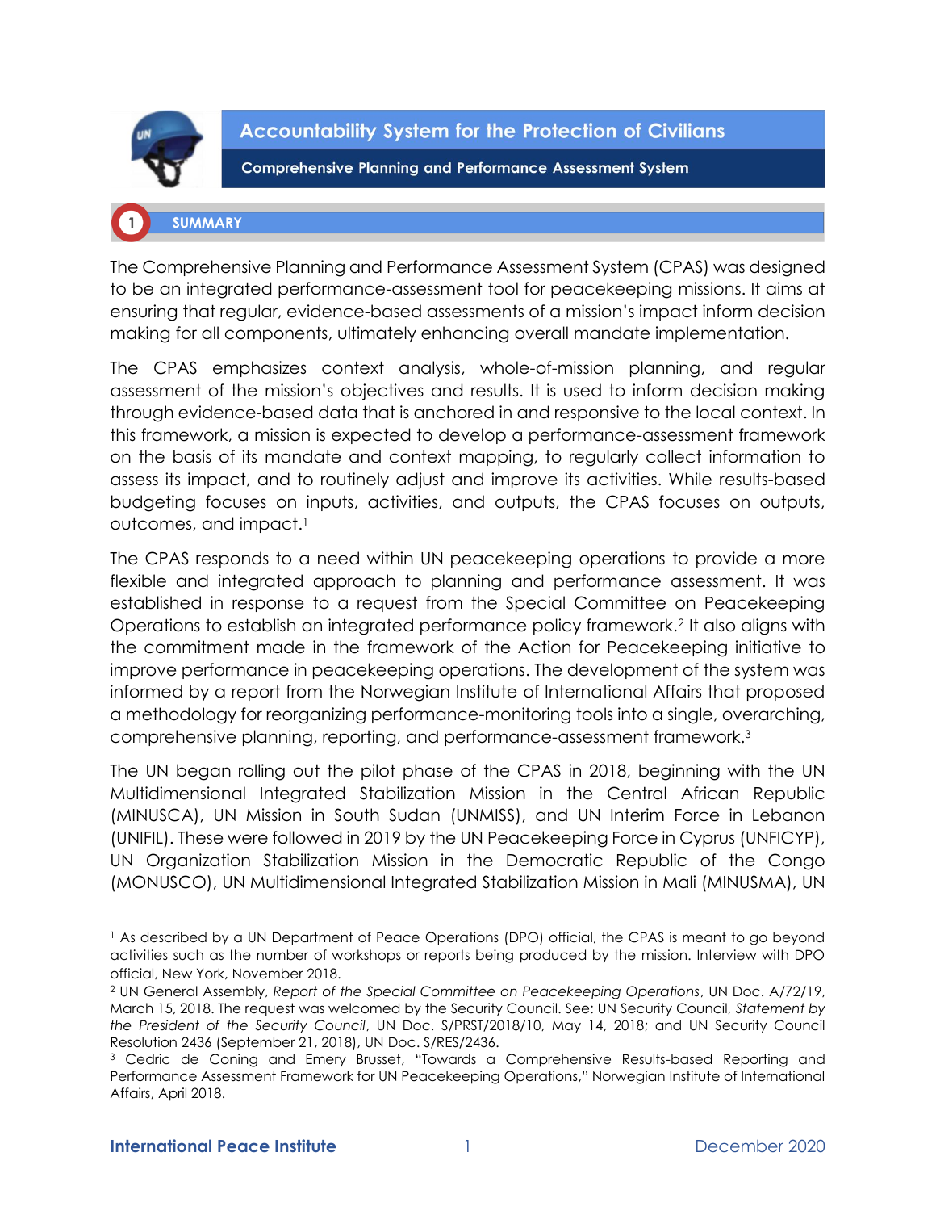# Accountability System for the Protection of Civilians

## Comprehensive Planning and Performance Assessment System

## 1 SUMMARY

The Comprehensive Planning and Performance Assessment System (CPAS) was designed to be an integrated performance-assessment tool for peacekeeping missions. It aims at ensuring that regular, evidence-based assessments of a mission's impact inform decision making for all components, ultimately enhancing overall mandate implementation.

The CPAS emphasizes context analysis, whole-of-mission planning, and regular assessment of the mission's objectives and results. It is used to inform decision making through evidence-based data that is anchored in and responsive to the local context. In this framework, a mission is expected to develop a performance-assessment framework on the basis of its mandate and context mapping, to regularly collect information to assess its impact, and to routinely adjust and improve its activities. While results-based budgeting focuses on inputs, activities, and outputs, the CPAS focuses on outputs, outcomes, and impact.[1]

The CPAS responds to a need within UN peacekeeping operations to provide a more flexible and integrated approach to planning and performance assessment. It was established in response to a request from the Special Committee on Peacekeeping Operations to establish an integrated performance policy framework.[2] It also aligns with the commitment made in the framework of the Action for Peacekeeping initiative to improve performance in peacekeeping operations. The development of the system was informed by a report from the Norwegian Institute of International Affairs that proposed a methodology for reorganizing performance-monitoring tools into a single, overarching, comprehensive planning, reporting, and performance-assessment framework.[3]

The UN began rolling out the pilot phase of the CPAS in 2018, beginning with the UN Multidimensional Integrated Stabilization Mission in the Central African Republic (MINUSCA), UN Mission in South Sudan (UNMISS), and UN Interim Force in Lebanon (UNIFIL). These were followed in 2019 by the UN Peacekeeping Force in Cyprus (UNFICYP), UN Organization Stabilization Mission in the Democratic Republic of the Congo (MONUSCO), UN Multidimensional Integrated Stabilization Mission in Mali (MINUSMA), UN

---

[1] As described by a UN Department of Peace Operations (DPO) official, the CPAS is meant to go beyond activities such as the number of workshops or reports being produced by the mission. Interview with DPO official, New York, November 2018.

[2] UN General Assembly, *Report of the Special Committee on Peacekeeping Operations*, UN Doc. A/72/19, March 15, 2018. The request was welcomed by the Security Council. See: UN Security Council, *Statement by the President of the Security Council*, UN Doc. S/PRST/2018/10, May 14, 2018; and UN Security Council Resolution 2436 (September 21, 2018), UN Doc. S/RES/2436.

[3] Cedric de Coning and Emery Brusset, "Towards a Comprehensive Results-based Reporting and Performance Assessment Framework for UN Peacekeeping Operations," Norwegian Institute of International Affairs, April 2018.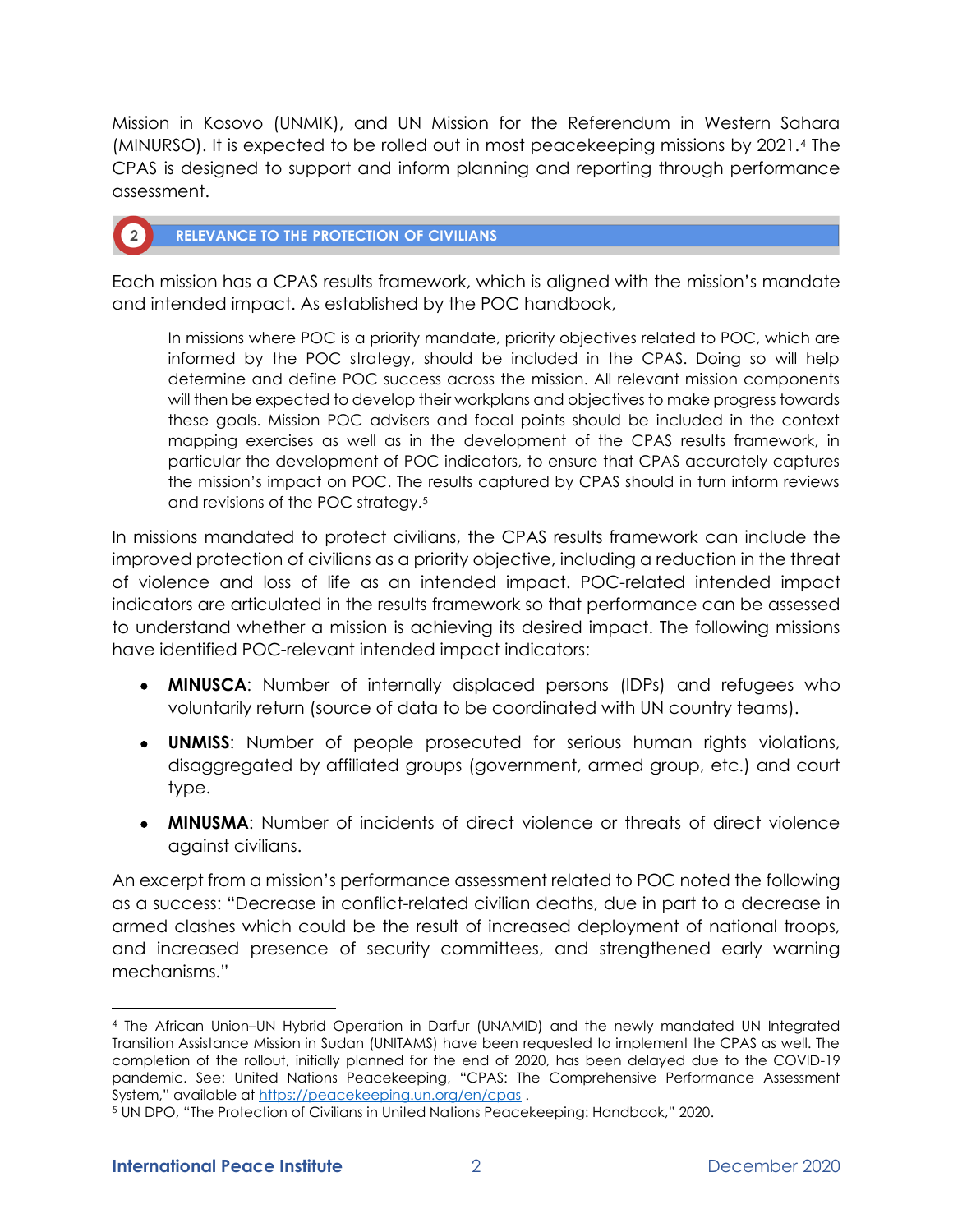Mission in Kosovo (UNMIK), and UN Mission for the Referendum in Western Sahara (MINURSO). It is expected to be rolled out in most peacekeeping missions by 2021.[4] The CPAS is designed to support and inform planning and reporting through performance assessment.

## 2 RELEVANCE TO THE PROTECTION OF CIVILIANS

Each mission has a CPAS results framework, which is aligned with the mission's mandate and intended impact. As established by the POC handbook,

> In missions where POC is a priority mandate, priority objectives related to POC, which are informed by the POC strategy, should be included in the CPAS. Doing so will help determine and define POC success across the mission. All relevant mission components will then be expected to develop their workplans and objectives to make progress towards these goals. Mission POC advisers and focal points should be included in the context mapping exercises as well as in the development of the CPAS results framework, in particular the development of POC indicators, to ensure that CPAS accurately captures the mission's impact on POC. The results captured by CPAS should in turn inform reviews and revisions of the POC strategy.[5]

In missions mandated to protect civilians, the CPAS results framework can include the improved protection of civilians as a priority objective, including a reduction in the threat of violence and loss of life as an intended impact. POC-related intended impact indicators are articulated in the results framework so that performance can be assessed to understand whether a mission is achieving its desired impact. The following missions have identified POC-relevant intended impact indicators:

- **MINUSCA**: Number of internally displaced persons (IDPs) and refugees who voluntarily return (source of data to be coordinated with UN country teams).
- **UNMISS**: Number of people prosecuted for serious human rights violations, disaggregated by affiliated groups (government, armed group, etc.) and court type.
- **MINUSMA**: Number of incidents of direct violence or threats of direct violence against civilians.

An excerpt from a mission's performance assessment related to POC noted the following as a success: "Decrease in conflict-related civilian deaths, due in part to a decrease in armed clashes which could be the result of increased deployment of national troops, and increased presence of security committees, and strengthened early warning mechanisms."

---

[4] The African Union–UN Hybrid Operation in Darfur (UNAMID) and the newly mandated UN Integrated Transition Assistance Mission in Sudan (UNITAMS) have been requested to implement the CPAS as well. The completion of the rollout, initially planned for the end of 2020, has been delayed due to the COVID-19 pandemic. See: United Nations Peacekeeping, "CPAS: The Comprehensive Performance Assessment System," available at https://peacekeeping.un.org/en/cpas .

[5] UN DPO, "The Protection of Civilians in United Nations Peacekeeping: Handbook," 2020.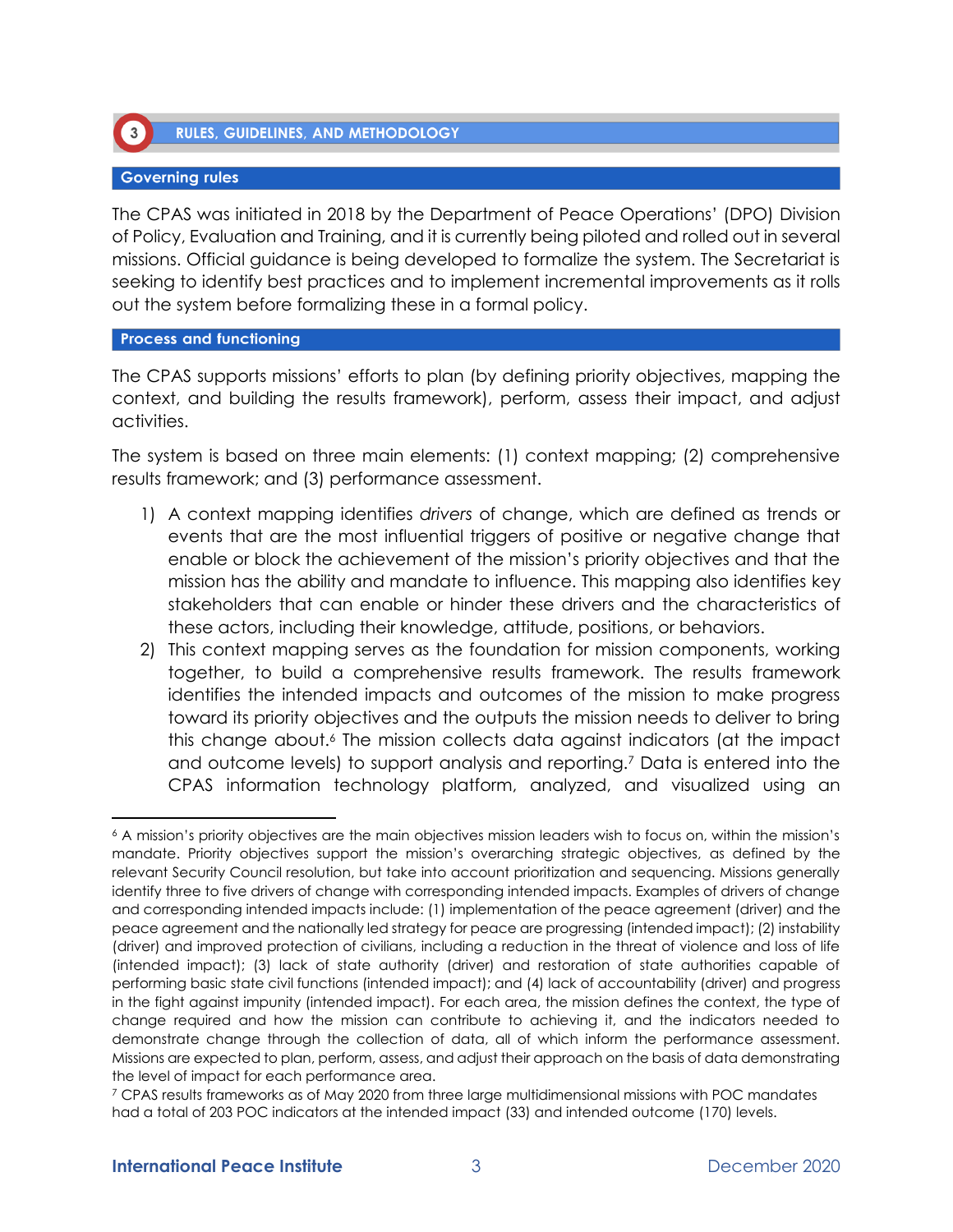## 3 RULES, GUIDELINES, AND METHODOLOGY

### Governing rules

The CPAS was initiated in 2018 by the Department of Peace Operations' (DPO) Division of Policy, Evaluation and Training, and it is currently being piloted and rolled out in several missions. Official guidance is being developed to formalize the system. The Secretariat is seeking to identify best practices and to implement incremental improvements as it rolls out the system before formalizing these in a formal policy.

### Process and functioning

The CPAS supports missions' efforts to plan (by defining priority objectives, mapping the context, and building the results framework), perform, assess their impact, and adjust activities.

The system is based on three main elements: (1) context mapping; (2) comprehensive results framework; and (3) performance assessment.

1) A context mapping identifies *drivers* of change, which are defined as trends or events that are the most influential triggers of positive or negative change that enable or block the achievement of the mission's priority objectives and that the mission has the ability and mandate to influence. This mapping also identifies key stakeholders that can enable or hinder these drivers and the characteristics of these actors, including their knowledge, attitude, positions, or behaviors.
2) This context mapping serves as the foundation for mission components, working together, to build a comprehensive results framework. The results framework identifies the intended impacts and outcomes of the mission to make progress toward its priority objectives and the outputs the mission needs to deliver to bring this change about.[6] The mission collects data against indicators (at the impact and outcome levels) to support analysis and reporting.[7] Data is entered into the CPAS information technology platform, analyzed, and visualized using an

---

[6] A mission's priority objectives are the main objectives mission leaders wish to focus on, within the mission's mandate. Priority objectives support the mission's overarching strategic objectives, as defined by the relevant Security Council resolution, but take into account prioritization and sequencing. Missions generally identify three to five drivers of change with corresponding intended impacts. Examples of drivers of change and corresponding intended impacts include: (1) implementation of the peace agreement (driver) and the peace agreement and the nationally led strategy for peace are progressing (intended impact); (2) instability (driver) and improved protection of civilians, including a reduction in the threat of violence and loss of life (intended impact); (3) lack of state authority (driver) and restoration of state authorities capable of performing basic state civil functions (intended impact); and (4) lack of accountability (driver) and progress in the fight against impunity (intended impact). For each area, the mission defines the context, the type of change required and how the mission can contribute to achieving it, and the indicators needed to demonstrate change through the collection of data, all of which inform the performance assessment. Missions are expected to plan, perform, assess, and adjust their approach on the basis of data demonstrating the level of impact for each performance area.

[7] CPAS results frameworks as of May 2020 from three large multidimensional missions with POC mandates had a total of 203 POC indicators at the intended impact (33) and intended outcome (170) levels.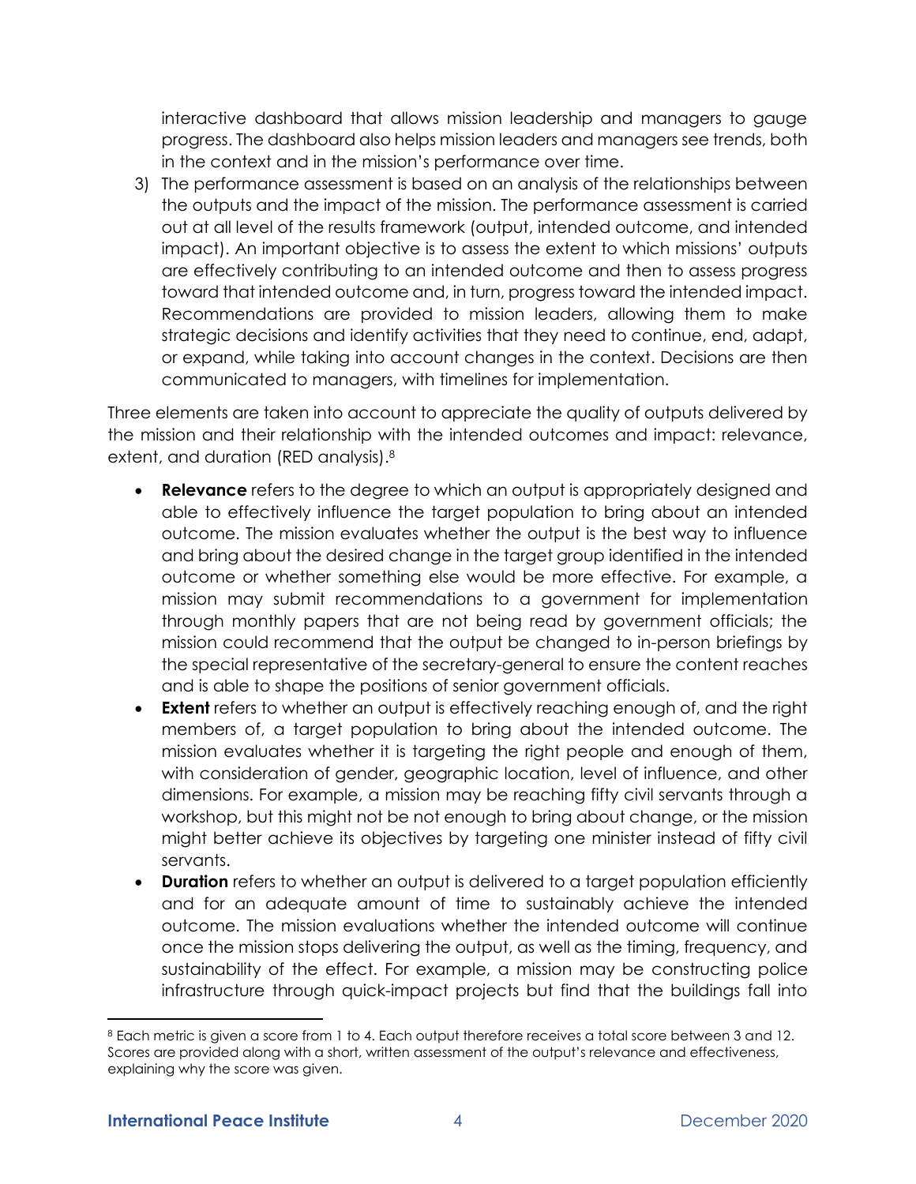interactive dashboard that allows mission leadership and managers to gauge progress. The dashboard also helps mission leaders and managers see trends, both in the context and in the mission's performance over time.

3) The performance assessment is based on an analysis of the relationships between the outputs and the impact of the mission. The performance assessment is carried out at all level of the results framework (output, intended outcome, and intended impact). An important objective is to assess the extent to which missions' outputs are effectively contributing to an intended outcome and then to assess progress toward that intended outcome and, in turn, progress toward the intended impact. Recommendations are provided to mission leaders, allowing them to make strategic decisions and identify activities that they need to continue, end, adapt, or expand, while taking into account changes in the context. Decisions are then communicated to managers, with timelines for implementation.

Three elements are taken into account to appreciate the quality of outputs delivered by the mission and their relationship with the intended outcomes and impact: relevance, extent, and duration (RED analysis).[8]

- **Relevance** refers to the degree to which an output is appropriately designed and able to effectively influence the target population to bring about an intended outcome. The mission evaluates whether the output is the best way to influence and bring about the desired change in the target group identified in the intended outcome or whether something else would be more effective. For example, a mission may submit recommendations to a government for implementation through monthly papers that are not being read by government officials; the mission could recommend that the output be changed to in-person briefings by the special representative of the secretary-general to ensure the content reaches and is able to shape the positions of senior government officials.
- **Extent** refers to whether an output is effectively reaching enough of, and the right members of, a target population to bring about the intended outcome. The mission evaluates whether it is targeting the right people and enough of them, with consideration of gender, geographic location, level of influence, and other dimensions. For example, a mission may be reaching fifty civil servants through a workshop, but this might not be not enough to bring about change, or the mission might better achieve its objectives by targeting one minister instead of fifty civil servants.
- **Duration** refers to whether an output is delivered to a target population efficiently and for an adequate amount of time to sustainably achieve the intended outcome. The mission evaluations whether the intended outcome will continue once the mission stops delivering the output, as well as the timing, frequency, and sustainability of the effect. For example, a mission may be constructing police infrastructure through quick-impact projects but find that the buildings fall into

[8] Each metric is given a score from 1 to 4. Each output therefore receives a total score between 3 and 12. Scores are provided along with a short, written assessment of the output's relevance and effectiveness, explaining why the score was given.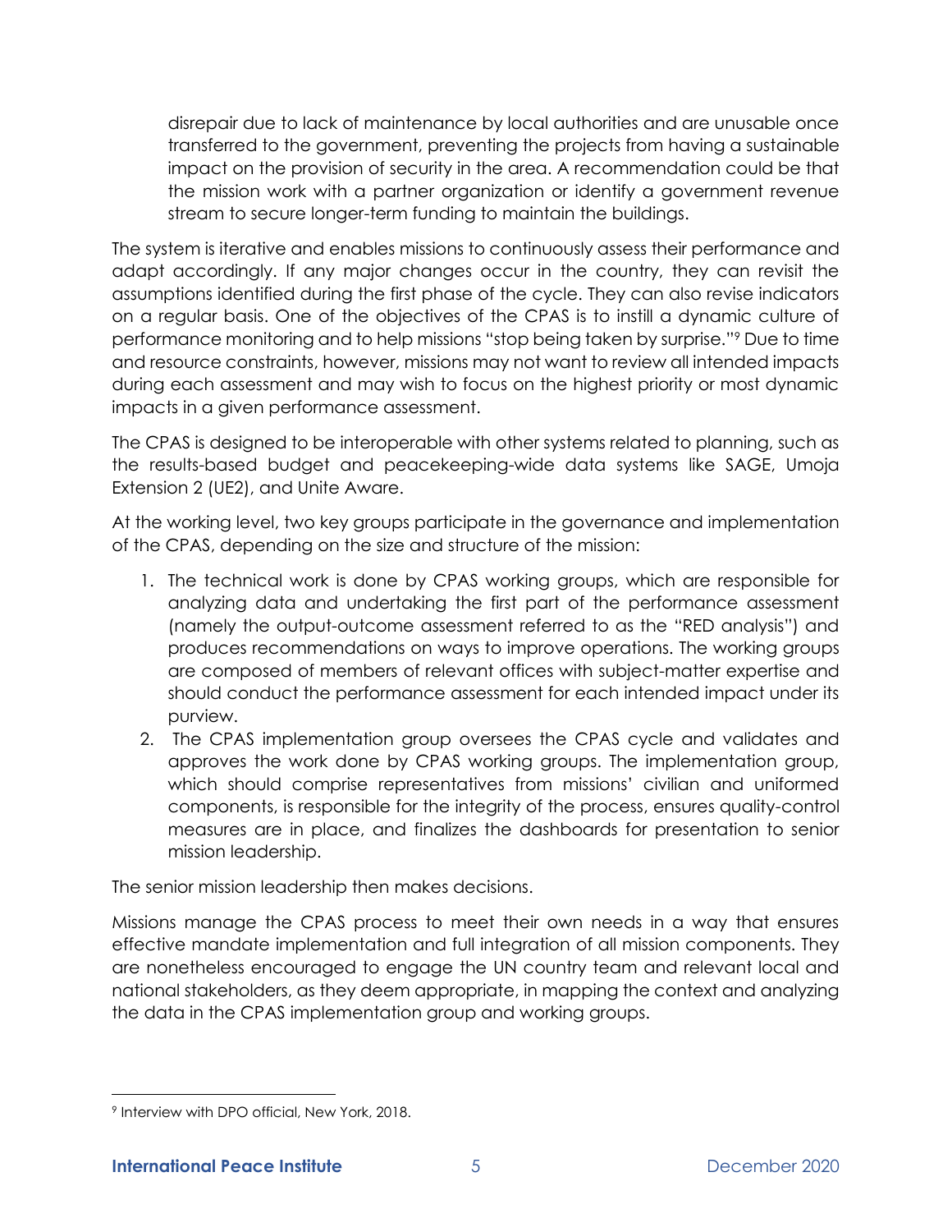disrepair due to lack of maintenance by local authorities and are unusable once transferred to the government, preventing the projects from having a sustainable impact on the provision of security in the area. A recommendation could be that the mission work with a partner organization or identify a government revenue stream to secure longer-term funding to maintain the buildings.

The system is iterative and enables missions to continuously assess their performance and adapt accordingly. If any major changes occur in the country, they can revisit the assumptions identified during the first phase of the cycle. They can also revise indicators on a regular basis. One of the objectives of the CPAS is to instill a dynamic culture of performance monitoring and to help missions "stop being taken by surprise."[9] Due to time and resource constraints, however, missions may not want to review all intended impacts during each assessment and may wish to focus on the highest priority or most dynamic impacts in a given performance assessment.

The CPAS is designed to be interoperable with other systems related to planning, such as the results-based budget and peacekeeping-wide data systems like SAGE, Umoja Extension 2 (UE2), and Unite Aware.

At the working level, two key groups participate in the governance and implementation of the CPAS, depending on the size and structure of the mission:

1. The technical work is done by CPAS working groups, which are responsible for analyzing data and undertaking the first part of the performance assessment (namely the output-outcome assessment referred to as the "RED analysis") and produces recommendations on ways to improve operations. The working groups are composed of members of relevant offices with subject-matter expertise and should conduct the performance assessment for each intended impact under its purview.
2. The CPAS implementation group oversees the CPAS cycle and validates and approves the work done by CPAS working groups. The implementation group, which should comprise representatives from missions' civilian and uniformed components, is responsible for the integrity of the process, ensures quality-control measures are in place, and finalizes the dashboards for presentation to senior mission leadership.

The senior mission leadership then makes decisions.

Missions manage the CPAS process to meet their own needs in a way that ensures effective mandate implementation and full integration of all mission components. They are nonetheless encouraged to engage the UN country team and relevant local and national stakeholders, as they deem appropriate, in mapping the context and analyzing the data in the CPAS implementation group and working groups.

[9] Interview with DPO official, New York, 2018.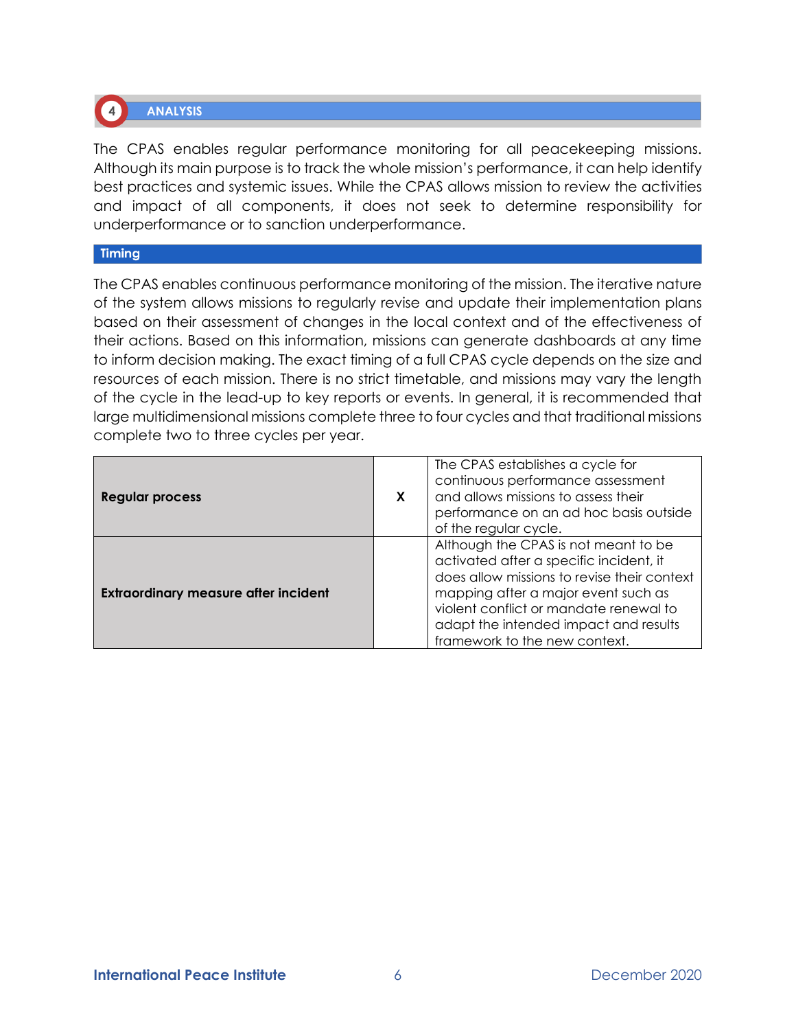## 4 ANALYSIS

The CPAS enables regular performance monitoring for all peacekeeping missions. Although its main purpose is to track the whole mission's performance, it can help identify best practices and systemic issues. While the CPAS allows mission to review the activities and impact of all components, it does not seek to determine responsibility for underperformance or to sanction underperformance.

### Timing

The CPAS enables continuous performance monitoring of the mission. The iterative nature of the system allows missions to regularly revise and update their implementation plans based on their assessment of changes in the local context and of the effectiveness of their actions. Based on this information, missions can generate dashboards at any time to inform decision making. The exact timing of a full CPAS cycle depends on the size and resources of each mission. There is no strict timetable, and missions may vary the length of the cycle in the lead-up to key reports or events. In general, it is recommended that large multidimensional missions complete three to four cycles and that traditional missions complete two to three cycles per year.

| | | |
|---|---|---|
| **Regular process** | **X** | The CPAS establishes a cycle for continuous performance assessment and allows missions to assess their performance on an ad hoc basis outside of the regular cycle. |
| **Extraordinary measure after incident** | | Although the CPAS is not meant to be activated after a specific incident, it does allow missions to revise their context mapping after a major event such as violent conflict or mandate renewal to adapt the intended impact and results framework to the new context. |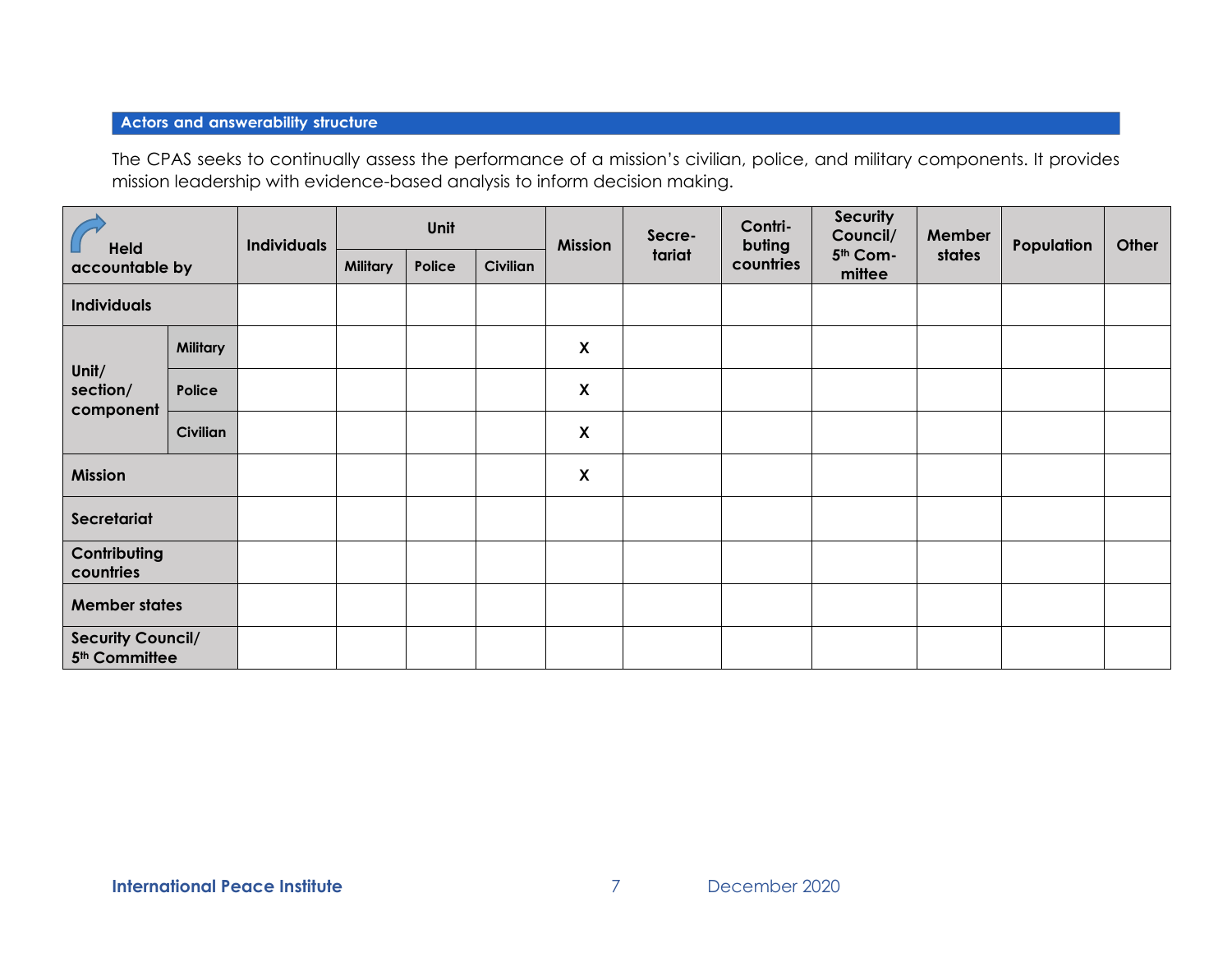## Actors and answerability structure

The CPAS seeks to continually assess the performance of a mission's civilian, police, and military components. It provides mission leadership with evidence-based analysis to inform decision making.

| Held accountable by | | Individuals | Unit | | | Mission | Secre-tariat | Contri-buting countries | Security Council/ 5th Com-mittee | Member states | Population | Other |
|---|---|---|---|---|---|---|---|---|---|---|---|---|
| | | | Military | Police | Civilian | | | | | | | |
| **Individuals** | | | | | | | | | | | | |
| **Unit/ section/ component** | **Military** | | | | | **X** | | | | | | |
| | **Police** | | | | | **X** | | | | | | |
| | **Civilian** | | | | | **X** | | | | | | |
| **Mission** | | | | | | **X** | | | | | | |
| **Secretariat** | | | | | | | | | | | | |
| **Contributing countries** | | | | | | | | | | | | |
| **Member states** | | | | | | | | | | | | |
| **Security Council/ 5th Committee** | | | | | | | | | | | | |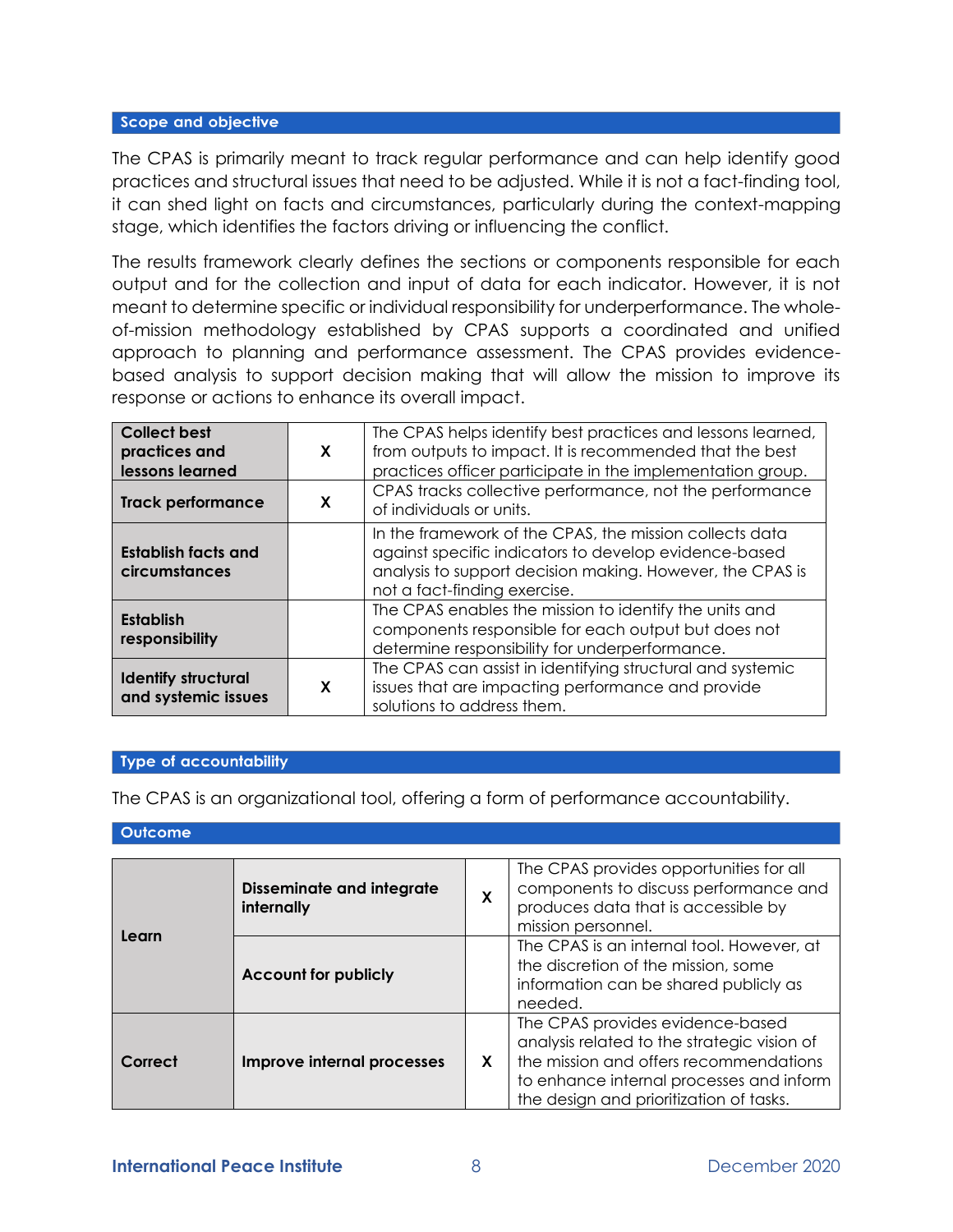## Scope and objective

The CPAS is primarily meant to track regular performance and can help identify good practices and structural issues that need to be adjusted. While it is not a fact-finding tool, it can shed light on facts and circumstances, particularly during the context-mapping stage, which identifies the factors driving or influencing the conflict.

The results framework clearly defines the sections or components responsible for each output and for the collection and input of data for each indicator. However, it is not meant to determine specific or individual responsibility for underperformance. The whole-of-mission methodology established by CPAS supports a coordinated and unified approach to planning and performance assessment. The CPAS provides evidence-based analysis to support decision making that will allow the mission to improve its response or actions to enhance its overall impact.

| | | |
|---|---|---|
| **Collect best practices and lessons learned** | X | The CPAS helps identify best practices and lessons learned, from outputs to impact. It is recommended that the best practices officer participate in the implementation group. |
| **Track performance** | X | CPAS tracks collective performance, not the performance of individuals or units. |
| **Establish facts and circumstances** | | In the framework of the CPAS, the mission collects data against specific indicators to develop evidence-based analysis to support decision making. However, the CPAS is not a fact-finding exercise. |
| **Establish responsibility** | | The CPAS enables the mission to identify the units and components responsible for each output but does not determine responsibility for underperformance. |
| **Identify structural and systemic issues** | X | The CPAS can assist in identifying structural and systemic issues that are impacting performance and provide solutions to address them. |

## Type of accountability

The CPAS is an organizational tool, offering a form of performance accountability.

## Outcome

| | | | |
|---|---|---|---|
| **Learn** | **Disseminate and integrate internally** | X | The CPAS provides opportunities for all components to discuss performance and produces data that is accessible by mission personnel. |
| | **Account for publicly** | | The CPAS is an internal tool. However, at the discretion of the mission, some information can be shared publicly as needed. |
| **Correct** | **Improve internal processes** | X | The CPAS provides evidence-based analysis related to the strategic vision of the mission and offers recommendations to enhance internal processes and inform the design and prioritization of tasks. |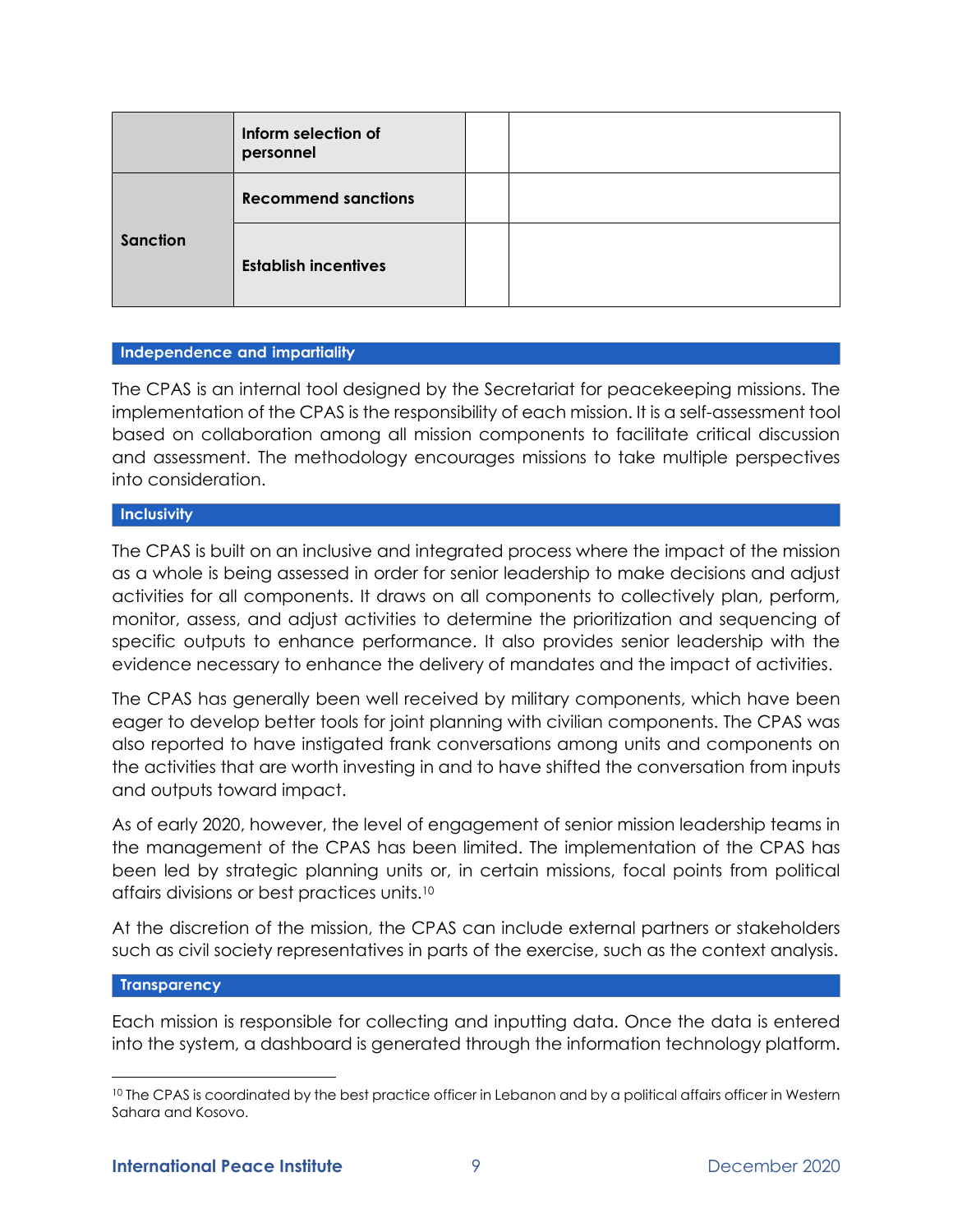| | | | |
|---|---|---|---|
| | **Inform selection of personnel** | | |
| **Sanction** | **Recommend sanctions** | | |
| | **Establish incentives** | | |

### Independence and impartiality

The CPAS is an internal tool designed by the Secretariat for peacekeeping missions. The implementation of the CPAS is the responsibility of each mission. It is a self-assessment tool based on collaboration among all mission components to facilitate critical discussion and assessment. The methodology encourages missions to take multiple perspectives into consideration.

### Inclusivity

The CPAS is built on an inclusive and integrated process where the impact of the mission as a whole is being assessed in order for senior leadership to make decisions and adjust activities for all components. It draws on all components to collectively plan, perform, monitor, assess, and adjust activities to determine the prioritization and sequencing of specific outputs to enhance performance. It also provides senior leadership with the evidence necessary to enhance the delivery of mandates and the impact of activities.

The CPAS has generally been well received by military components, which have been eager to develop better tools for joint planning with civilian components. The CPAS was also reported to have instigated frank conversations among units and components on the activities that are worth investing in and to have shifted the conversation from inputs and outputs toward impact.

As of early 2020, however, the level of engagement of senior mission leadership teams in the management of the CPAS has been limited. The implementation of the CPAS has been led by strategic planning units or, in certain missions, focal points from political affairs divisions or best practices units.[10]

At the discretion of the mission, the CPAS can include external partners or stakeholders such as civil society representatives in parts of the exercise, such as the context analysis.

### Transparency

Each mission is responsible for collecting and inputting data. Once the data is entered into the system, a dashboard is generated through the information technology platform.

---

[10] The CPAS is coordinated by the best practice officer in Lebanon and by a political affairs officer in Western Sahara and Kosovo.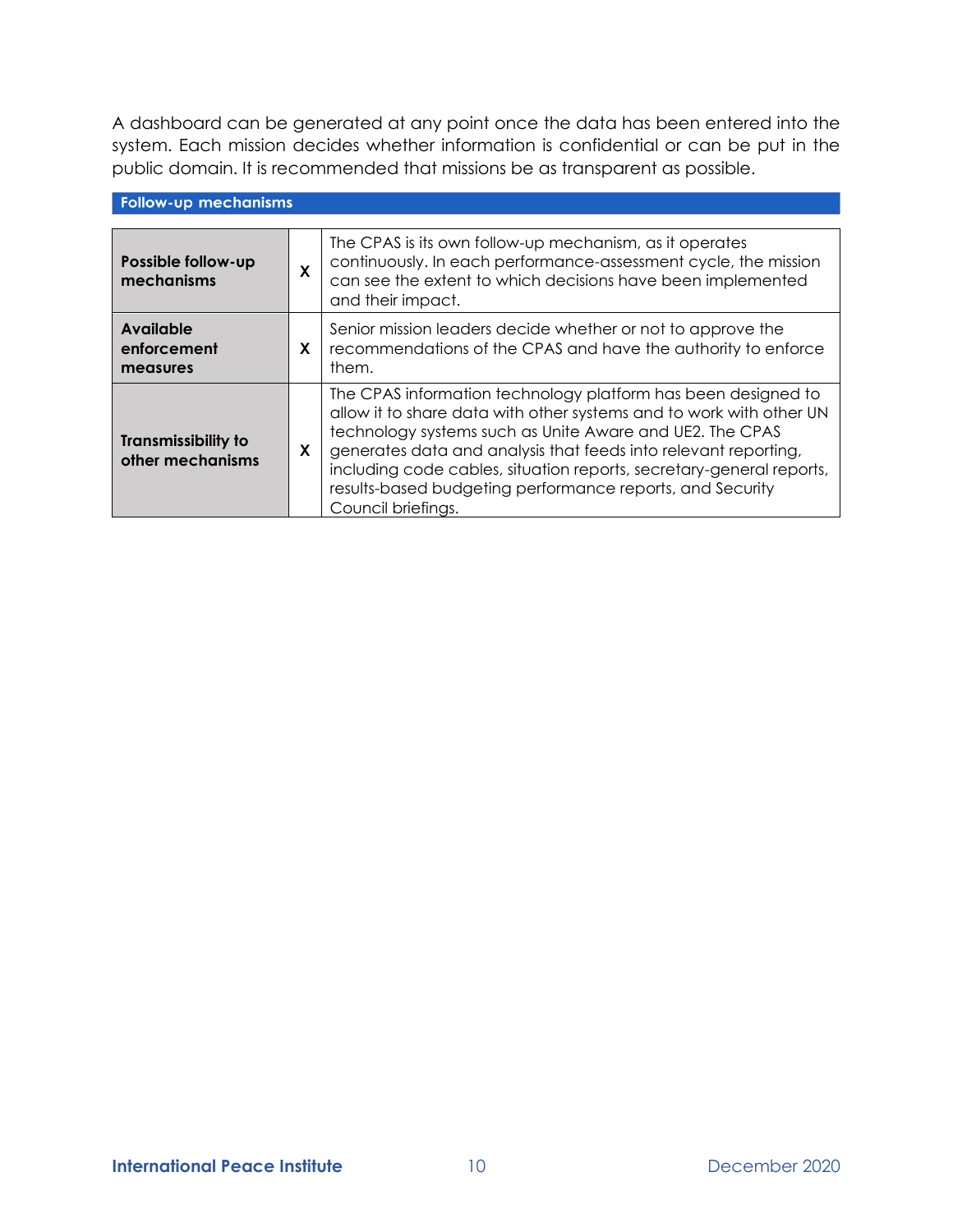A dashboard can be generated at any point once the data has been entered into the system. Each mission decides whether information is confidential or can be put in the public domain. It is recommended that missions be as transparent as possible.

**Follow-up mechanisms**

| | | |
|---|---|---|
| **Possible follow-up mechanisms** | **X** | The CPAS is its own follow-up mechanism, as it operates continuously. In each performance-assessment cycle, the mission can see the extent to which decisions have been implemented and their impact. |
| **Available enforcement measures** | **X** | Senior mission leaders decide whether or not to approve the recommendations of the CPAS and have the authority to enforce them. |
| **Transmissibility to other mechanisms** | **X** | The CPAS information technology platform has been designed to allow it to share data with other systems and to work with other UN technology systems such as Unite Aware and UE2. The CPAS generates data and analysis that feeds into relevant reporting, including code cables, situation reports, secretary-general reports, results-based budgeting performance reports, and Security Council briefings. |